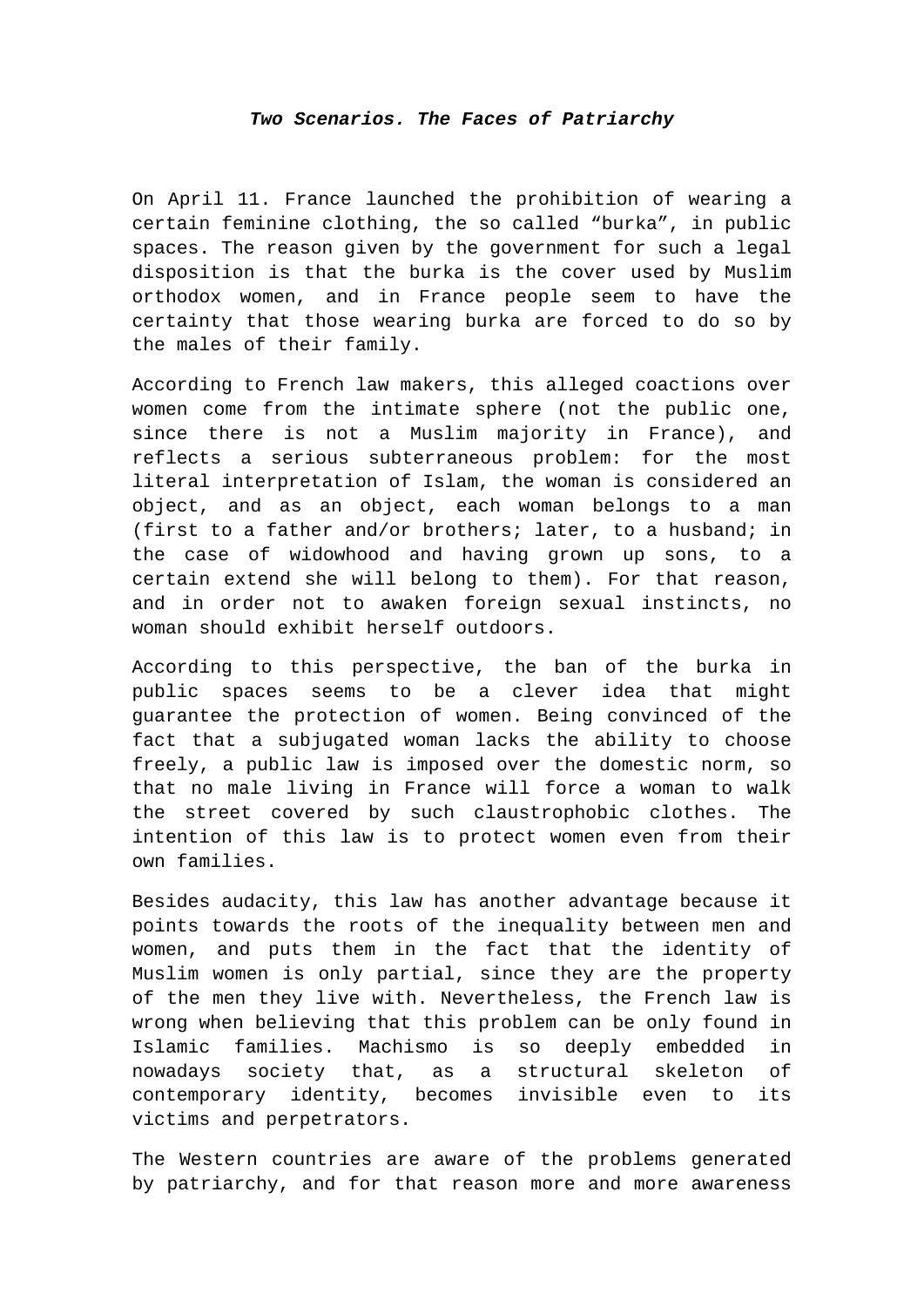***Two Scenarios. The Faces of Patriarchy***

On April 11. France launched the prohibition of wearing a certain feminine clothing, the so called “burka”, in public spaces. The reason given by the government for such a legal disposition is that the burka is the cover used by Muslim orthodox women, and in France people seem to have the certainty that those wearing burka are forced to do so by the males of their family.

According to French law makers, this alleged coactions over women come from the intimate sphere (not the public one, since there is not a Muslim majority in France), and reflects a serious subterraneous problem: for the most literal interpretation of Islam, the woman is considered an object, and as an object, each woman belongs to a man (first to a father and/or brothers; later, to a husband; in the case of widowhood and having grown up sons, to a certain extend she will belong to them). For that reason, and in order not to awaken foreign sexual instincts, no woman should exhibit herself outdoors.

According to this perspective, the ban of the burka in public spaces seems to be a clever idea that might guarantee the protection of women. Being convinced of the fact that a subjugated woman lacks the ability to choose freely, a public law is imposed over the domestic norm, so that no male living in France will force a woman to walk the street covered by such claustrophobic clothes. The intention of this law is to protect women even from their own families.

Besides audacity, this law has another advantage because it points towards the roots of the inequality between men and women, and puts them in the fact that the identity of Muslim women is only partial, since they are the property of the men they live with. Nevertheless, the French law is wrong when believing that this problem can be only found in Islamic families. Machismo is so deeply embedded in nowadays society that, as a structural skeleton of contemporary identity, becomes invisible even to its victims and perpetrators.

The Western countries are aware of the problems generated by patriarchy, and for that reason more and more awareness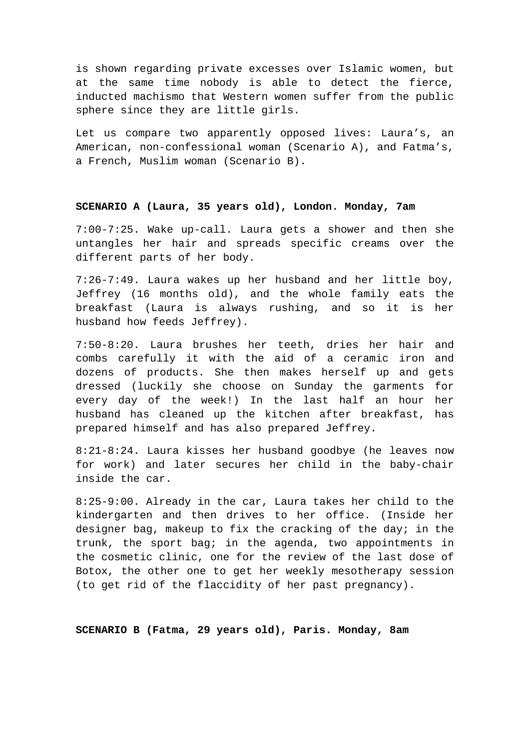is shown regarding private excesses over Islamic women, but at the same time nobody is able to detect the fierce, inducted machismo that Western women suffer from the public sphere since they are little girls.

Let us compare two apparently opposed lives: Laura's, an American, non-confessional woman (Scenario A), and Fatma's, a French, Muslim woman (Scenario B).

**SCENARIO A (Laura, 35 years old), London. Monday, 7am**

7:00-7:25. Wake up-call. Laura gets a shower and then she untangles her hair and spreads specific creams over the different parts of her body.

7:26-7:49. Laura wakes up her husband and her little boy, Jeffrey (16 months old), and the whole family eats the breakfast (Laura is always rushing, and so it is her husband how feeds Jeffrey).

7:50-8:20. Laura brushes her teeth, dries her hair and combs carefully it with the aid of a ceramic iron and dozens of products. She then makes herself up and gets dressed (luckily she choose on Sunday the garments for every day of the week!) In the last half an hour her husband has cleaned up the kitchen after breakfast, has prepared himself and has also prepared Jeffrey.

8:21-8:24. Laura kisses her husband goodbye (he leaves now for work) and later secures her child in the baby-chair inside the car.

8:25-9:00. Already in the car, Laura takes her child to the kindergarten and then drives to her office. (Inside her designer bag, makeup to fix the cracking of the day; in the trunk, the sport bag; in the agenda, two appointments in the cosmetic clinic, one for the review of the last dose of Botox, the other one to get her weekly mesotherapy session (to get rid of the flaccidity of her past pregnancy).

**SCENARIO B (Fatma, 29 years old), Paris. Monday, 8am**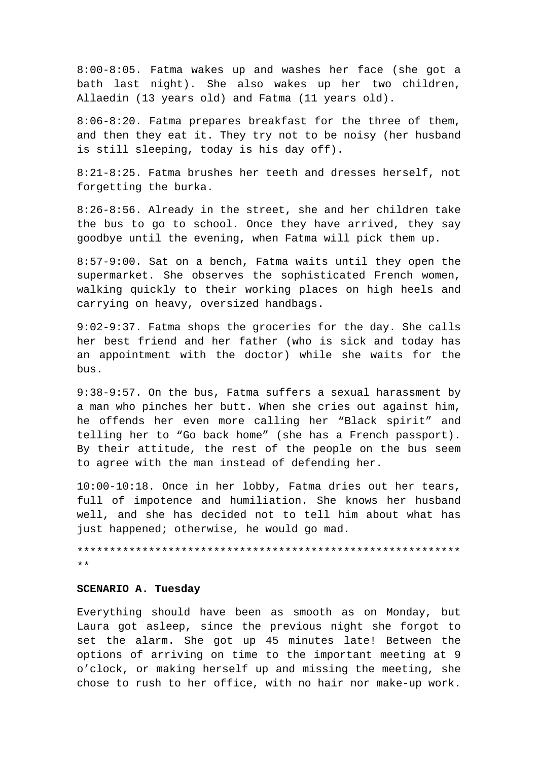8:00-8:05. Fatma wakes up and washes her face (she got a bath last night). She also wakes up her two children, Allaedin (13 years old) and Fatma (11 years old).

8:06-8:20. Fatma prepares breakfast for the three of them, and then they eat it. They try not to be noisy (her husband is still sleeping, today is his day off).

8:21-8:25. Fatma brushes her teeth and dresses herself, not forgetting the burka.

8:26-8:56. Already in the street, she and her children take the bus to go to school. Once they have arrived, they say goodbye until the evening, when Fatma will pick them up.

8:57-9:00. Sat on a bench, Fatma waits until they open the supermarket. She observes the sophisticated French women, walking quickly to their working places on high heels and carrying on heavy, oversized handbags.

9:02-9:37. Fatma shops the groceries for the day. She calls her best friend and her father (who is sick and today has an appointment with the doctor) while she waits for the bus.

9:38-9:57. On the bus, Fatma suffers a sexual harassment by a man who pinches her butt. When she cries out against him, he offends her even more calling her “Black spirit” and telling her to “Go back home” (she has a French passport). By their attitude, the rest of the people on the bus seem to agree with the man instead of defending her.

10:00-10:18. Once in her lobby, Fatma dries out her tears, full of impotence and humiliation. She knows her husband well, and she has decided not to tell him about what has just happened; otherwise, he would go mad.

**************************************************************

**SCENARIO A. Tuesday**

Everything should have been as smooth as on Monday, but Laura got asleep, since the previous night she forgot to set the alarm. She got up 45 minutes late! Between the options of arriving on time to the important meeting at 9 o’clock, or making herself up and missing the meeting, she chose to rush to her office, with no hair nor make-up work.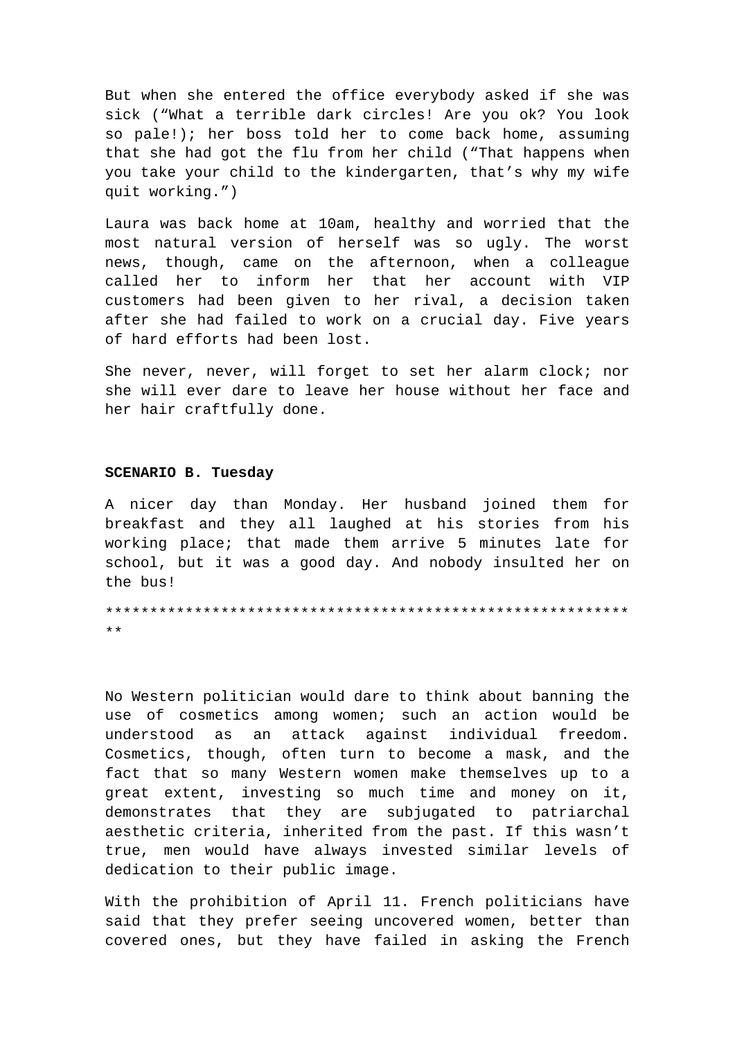But when she entered the office everybody asked if she was sick (“What a terrible dark circles! Are you ok? You look so pale!); her boss told her to come back home, assuming that she had got the flu from her child (“That happens when you take your child to the kindergarten, that’s why my wife quit working.”)

Laura was back home at 10am, healthy and worried that the most natural version of herself was so ugly. The worst news, though, came on the afternoon, when a colleague called her to inform her that her account with VIP customers had been given to her rival, a decision taken after she had failed to work on a crucial day. Five years of hard efforts had been lost.

She never, never, will forget to set her alarm clock; nor she will ever dare to leave her house without her face and her hair craftfully done.

**SCENARIO B. Tuesday**

A nicer day than Monday. Her husband joined them for breakfast and they all laughed at his stories from his working place; that made them arrive 5 minutes late for school, but it was a good day. And nobody insulted her on the bus!

**************************************************************

No Western politician would dare to think about banning the use of cosmetics among women; such an action would be understood as an attack against individual freedom. Cosmetics, though, often turn to become a mask, and the fact that so many Western women make themselves up to a great extent, investing so much time and money on it, demonstrates that they are subjugated to patriarchal aesthetic criteria, inherited from the past. If this wasn’t true, men would have always invested similar levels of dedication to their public image.

With the prohibition of April 11. French politicians have said that they prefer seeing uncovered women, better than covered ones, but they have failed in asking the French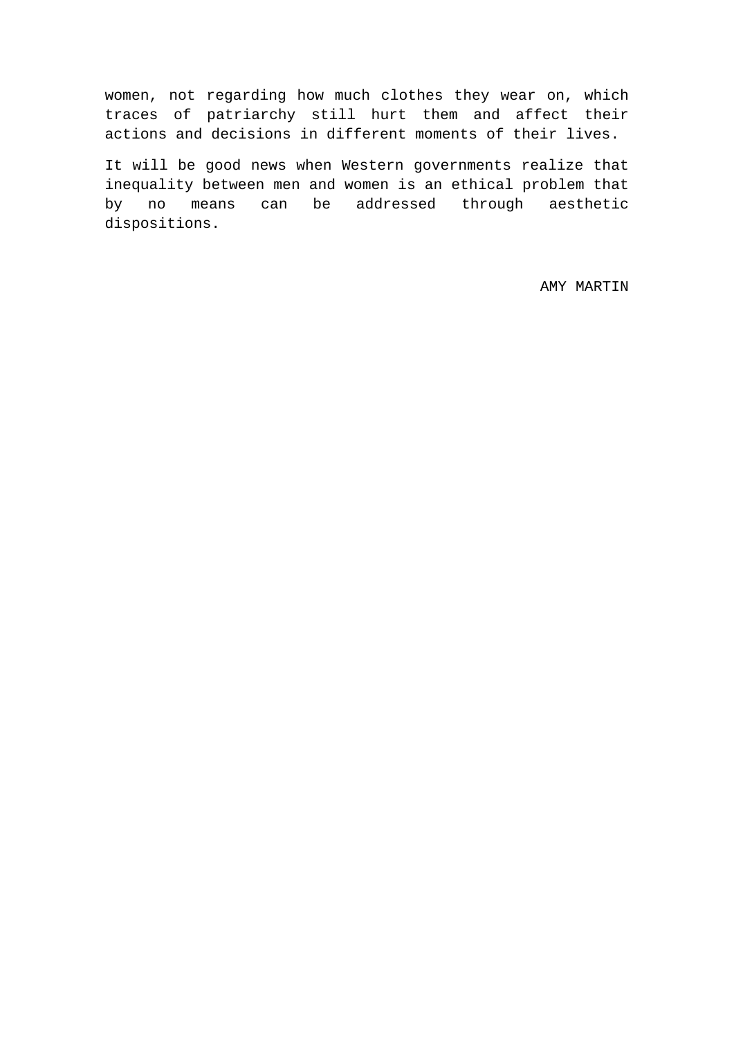women, not regarding how much clothes they wear on, which traces of patriarchy still hurt them and affect their actions and decisions in different moments of their lives.

It will be good news when Western governments realize that inequality between men and women is an ethical problem that by no means can be addressed through aesthetic dispositions.

AMY MARTIN